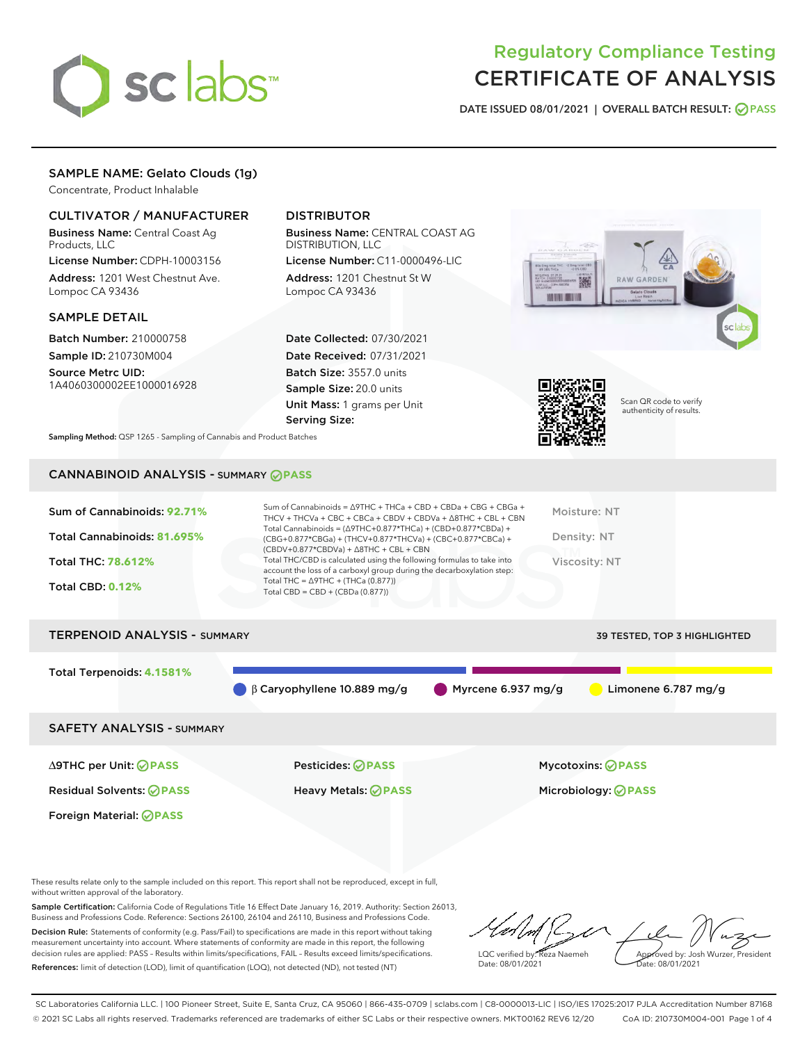# Regulatory Compliance Testing
# CERTIFICATE OF ANALYSIS

DATE ISSUED 08/01/2021 | OVERALL BATCH RESULT: PASS

## SAMPLE NAME: Gelato Clouds (1g)

Concentrate, Product Inhalable

### CULTIVATOR / MANUFACTURER

**Business Name:** Central Coast Ag Products, LLC

**License Number:** CDPH-10003156

**Address:** 1201 West Chestnut Ave. Lompoc CA 93436

### DISTRIBUTOR

**Business Name:** CENTRAL COAST AG DISTRIBUTION, LLC

**License Number:** C11-0000496-LIC

**Address:** 1201 Chestnut St W Lompoc CA 93436

### SAMPLE DETAIL

**Batch Number:** 210000758

**Sample ID:** 210730M004

**Source Metrc UID:** 1A4060300002EE1000016928

**Date Collected:** 07/30/2021

**Date Received:** 07/31/2021

**Batch Size:** 3557.0 units

**Sample Size:** 20.0 units

**Unit Mass:** 1 grams per Unit

**Serving Size:**

Scan QR code to verify authenticity of results.

**Sampling Method:** QSP 1265 - Sampling of Cannabis and Product Batches

## CANNABINOID ANALYSIS - SUMMARY PASS

Sum of Cannabinoids: **92.71%**

Total Cannabinoids: **81.695%**

Total THC: **78.612%**

Total CBD: **0.12%**

Sum of Cannabinoids = Δ9THC + THCa + CBD + CBDa + CBG + CBGa + THCV + THCVa + CBC + CBCa + CBDV + CBDVa + Δ8THC + CBL + CBN

Total Cannabinoids = (Δ9THC+0.877*THCa) + (CBD+0.877*CBDa) + (CBG+0.877*CBGa) + (THCV+0.877*THCVa) + (CBC+0.877*CBCa) + (CBDV+0.877*CBDVa) + Δ8THC + CBL + CBN

Total THC/CBD is calculated using the following formulas to take into account the loss of a carboxyl group during the decarboxylation step:

Total THC = Δ9THC + (THCa (0.877))

Total CBD = CBD + (CBDa (0.877))

Moisture: NT

Density: NT

Viscosity: NT

## TERPENOID ANALYSIS - SUMMARY

39 TESTED, TOP 3 HIGHLIGHTED

Total Terpenoids: **4.1581%**

β Caryophyllene 10.889 mg/g

Myrcene 6.937 mg/g

Limonene 6.787 mg/g

## SAFETY ANALYSIS - SUMMARY

| | | |
|---|---|---|
| Δ9THC per Unit: PASS | Pesticides: PASS | Mycotoxins: PASS |
| Residual Solvents: PASS | Heavy Metals: PASS | Microbiology: PASS |
| Foreign Material: PASS | | |

These results relate only to the sample included on this report. This report shall not be reproduced, except in full, without written approval of the laboratory.

**Sample Certification:** California Code of Regulations Title 16 Effect Date January 16, 2019. Authority: Section 26013, Business and Professions Code. Reference: Sections 26100, 26104 and 26110, Business and Professions Code.

**Decision Rule:** Statements of conformity (e.g. Pass/Fail) to specifications are made in this report without taking measurement uncertainty into account. Where statements of conformity are made in this report, the following decision rules are applied: PASS – Results within limits/specifications, FAIL – Results exceed limits/specifications.

**References:** limit of detection (LOD), limit of quantification (LOQ), not detected (ND), not tested (NT)

LQC verified by: Reza Naemeh
Date: 08/01/2021

Approved by: Josh Wurzer, President
Date: 08/01/2021

SC Laboratories California LLC. | 100 Pioneer Street, Suite E, Santa Cruz, CA 95060 | 866-435-0709 | sclabs.com | C8-0000013-LIC | ISO/IES 17025:2017 PJLA Accreditation Number 87168
© 2021 SC Labs all rights reserved. Trademarks referenced are trademarks of either SC Labs or their respective owners. MKT00162 REV6 12/20 CoA ID: 210730M004-001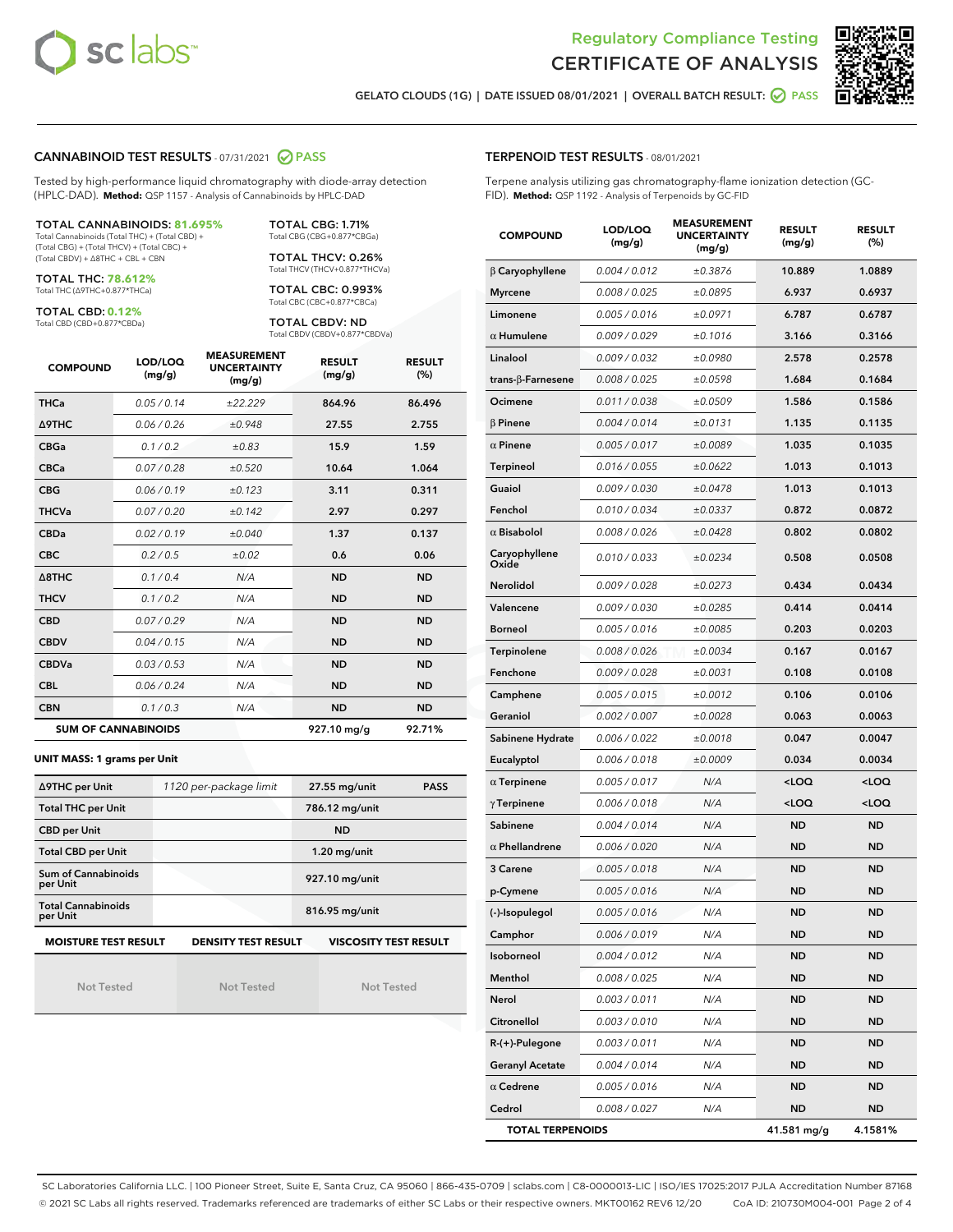Regulatory Compliance Testing

# CERTIFICATE OF ANALYSIS

GELATO CLOUDS (1G) | DATE ISSUED 08/01/2021 | OVERALL BATCH RESULT: PASS

## CANNABINOID TEST RESULTS - 07/31/2021 PASS

Tested by high-performance liquid chromatography with diode-array detection (HPLC-DAD). **Method:** QSP 1157 - Analysis of Cannabinoids by HPLC-DAD

**TOTAL CANNABINOIDS: 81.695%**
Total Cannabinoids (Total THC) + (Total CBD) + (Total CBG) + (Total THCV) + (Total CBC) + (Total CBDV) + Δ8THC + CBL + CBN

**TOTAL THC: 78.612%**
Total THC (Δ9THC+0.877*THCa)

**TOTAL CBD: 0.12%**
Total CBD (CBD+0.877*CBDa)

**TOTAL CBG: 1.71%**
Total CBG (CBG+0.877*CBGa)

**TOTAL THCV: 0.26%**
Total THCV (THCV+0.877*THCVa)

**TOTAL CBC: 0.993%**
Total CBC (CBC+0.877*CBCa)

**TOTAL CBDV: ND**
Total CBDV (CBDV+0.877*CBDVa)

| COMPOUND | LOD/LOQ (mg/g) | MEASUREMENT UNCERTAINTY (mg/g) | RESULT (mg/g) | RESULT (%) |
|---|---|---|---|---|
| THCa | 0.05 / 0.14 | ±22.229 | 864.96 | 86.496 |
| Δ9THC | 0.06 / 0.26 | ±0.948 | 27.55 | 2.755 |
| CBGa | 0.1 / 0.2 | ±0.83 | 15.9 | 1.59 |
| CBCa | 0.07 / 0.28 | ±0.520 | 10.64 | 1.064 |
| CBG | 0.06 / 0.19 | ±0.123 | 3.11 | 0.311 |
| THCVa | 0.07 / 0.20 | ±0.142 | 2.97 | 0.297 |
| CBDa | 0.02 / 0.19 | ±0.040 | 1.37 | 0.137 |
| CBC | 0.2 / 0.5 | ±0.02 | 0.6 | 0.06 |
| Δ8THC | 0.1 / 0.4 | N/A | ND | ND |
| THCV | 0.1 / 0.2 | N/A | ND | ND |
| CBD | 0.07 / 0.29 | N/A | ND | ND |
| CBDV | 0.04 / 0.15 | N/A | ND | ND |
| CBDVa | 0.03 / 0.53 | N/A | ND | ND |
| CBL | 0.06 / 0.24 | N/A | ND | ND |
| CBN | 0.1 / 0.3 | N/A | ND | ND |
| **SUM OF CANNABINOIDS** | | | **927.10 mg/g** | **92.71%** |

**UNIT MASS: 1 grams per Unit**

| | | | |
|---|---|---|---|
| Δ9THC per Unit | 1120 per-package limit | 27.55 mg/unit | PASS |
| Total THC per Unit | | 786.12 mg/unit | |
| CBD per Unit | | ND | |
| Total CBD per Unit | | 1.20 mg/unit | |
| Sum of Cannabinoids per Unit | | 927.10 mg/unit | |
| Total Cannabinoids per Unit | | 816.95 mg/unit | |

| MOISTURE TEST RESULT | DENSITY TEST RESULT | VISCOSITY TEST RESULT |
|---|---|---|
| Not Tested | Not Tested | Not Tested |

## TERPENOID TEST RESULTS - 08/01/2021

Terpene analysis utilizing gas chromatography-flame ionization detection (GC-FID). **Method:** QSP 1192 - Analysis of Terpenoids by GC-FID

| COMPOUND | LOD/LOQ (mg/g) | MEASUREMENT UNCERTAINTY (mg/g) | RESULT (mg/g) | RESULT (%) |
|---|---|---|---|---|
| β Caryophyllene | 0.004 / 0.012 | ±0.3876 | 10.889 | 1.0889 |
| Myrcene | 0.008 / 0.025 | ±0.0895 | 6.937 | 0.6937 |
| Limonene | 0.005 / 0.016 | ±0.0971 | 6.787 | 0.6787 |
| α Humulene | 0.009 / 0.029 | ±0.1016 | 3.166 | 0.3166 |
| Linalool | 0.009 / 0.032 | ±0.0980 | 2.578 | 0.2578 |
| trans-β-Farnesene | 0.008 / 0.025 | ±0.0598 | 1.684 | 0.1684 |
| Ocimene | 0.011 / 0.038 | ±0.0509 | 1.586 | 0.1586 |
| β Pinene | 0.004 / 0.014 | ±0.0131 | 1.135 | 0.1135 |
| α Pinene | 0.005 / 0.017 | ±0.0089 | 1.035 | 0.1035 |
| Terpineol | 0.016 / 0.055 | ±0.0622 | 1.013 | 0.1013 |
| Guaiol | 0.009 / 0.030 | ±0.0478 | 1.013 | 0.1013 |
| Fenchol | 0.010 / 0.034 | ±0.0337 | 0.872 | 0.0872 |
| α Bisabolol | 0.008 / 0.026 | ±0.0428 | 0.802 | 0.0802 |
| Caryophyllene Oxide | 0.010 / 0.033 | ±0.0234 | 0.508 | 0.0508 |
| Nerolidol | 0.009 / 0.028 | ±0.0273 | 0.434 | 0.0434 |
| Valencene | 0.009 / 0.030 | ±0.0285 | 0.414 | 0.0414 |
| Borneol | 0.005 / 0.016 | ±0.0085 | 0.203 | 0.0203 |
| Terpinolene | 0.008 / 0.026 | ±0.0034 | 0.167 | 0.0167 |
| Fenchone | 0.009 / 0.028 | ±0.0031 | 0.108 | 0.0108 |
| Camphene | 0.005 / 0.015 | ±0.0012 | 0.106 | 0.0106 |
| Geraniol | 0.002 / 0.007 | ±0.0028 | 0.063 | 0.0063 |
| Sabinene Hydrate | 0.006 / 0.022 | ±0.0018 | 0.047 | 0.0047 |
| Eucalyptol | 0.006 / 0.018 | ±0.0009 | 0.034 | 0.0034 |
| α Terpinene | 0.005 / 0.017 | N/A | <LOQ | <LOQ |
| γ Terpinene | 0.006 / 0.018 | N/A | <LOQ | <LOQ |
| Sabinene | 0.004 / 0.014 | N/A | ND | ND |
| α Phellandrene | 0.006 / 0.020 | N/A | ND | ND |
| 3 Carene | 0.005 / 0.018 | N/A | ND | ND |
| p-Cymene | 0.005 / 0.016 | N/A | ND | ND |
| (-)-Isopulegol | 0.005 / 0.016 | N/A | ND | ND |
| Camphor | 0.006 / 0.019 | N/A | ND | ND |
| Isoborneol | 0.004 / 0.012 | N/A | ND | ND |
| Menthol | 0.008 / 0.025 | N/A | ND | ND |
| Nerol | 0.003 / 0.011 | N/A | ND | ND |
| Citronellol | 0.003 / 0.010 | N/A | ND | ND |
| R-(+)-Pulegone | 0.003 / 0.011 | N/A | ND | ND |
| Geranyl Acetate | 0.004 / 0.014 | N/A | ND | ND |
| α Cedrene | 0.005 / 0.016 | N/A | ND | ND |
| Cedrol | 0.008 / 0.027 | N/A | ND | ND |
| **TOTAL TERPENOIDS** | | | **41.581 mg/g** | **4.1581%** |

SC Laboratories California LLC. | 100 Pioneer Street, Suite E, Santa Cruz, CA 95060 | 866-435-0709 | sclabs.com | C8-0000013-LIC | ISO/IES 17025:2017 PJLA Accreditation Number 87168
© 2021 SC Labs all rights reserved. Trademarks referenced are trademarks of either SC Labs or their respective owners. MKT00162 REV6 12/20 CoA ID: 210730M004-001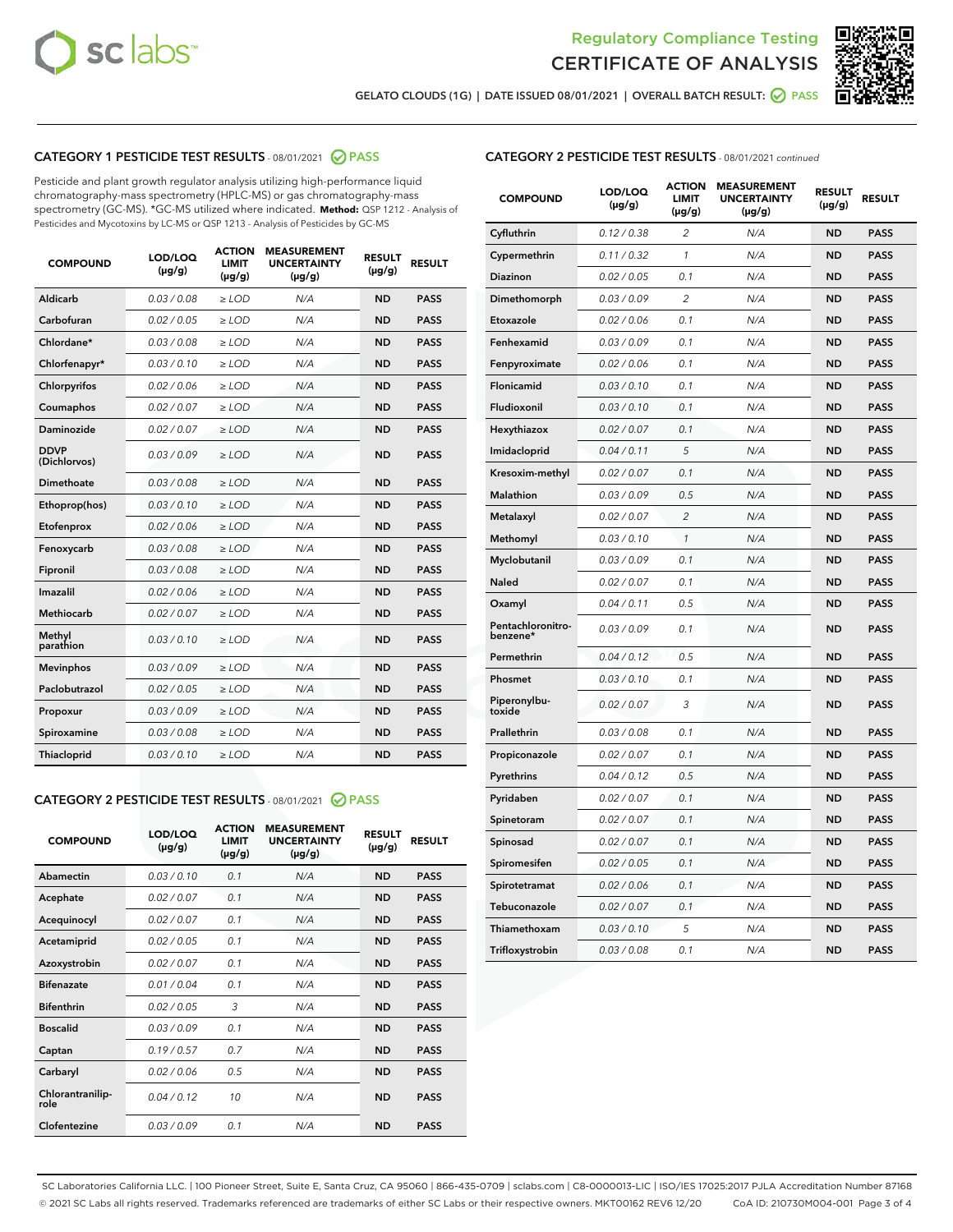Regulatory Compliance Testing
# CERTIFICATE OF ANALYSIS

GELATO CLOUDS (1G) | DATE ISSUED 08/01/2021 | OVERALL BATCH RESULT: PASS

## CATEGORY 1 PESTICIDE TEST RESULTS - 08/01/2021 PASS

Pesticide and plant growth regulator analysis utilizing high-performance liquid chromatography-mass spectrometry (HPLC-MS) or gas chromatography-mass spectrometry (GC-MS). *GC-MS utilized where indicated. **Method:** QSP 1212 - Analysis of Pesticides and Mycotoxins by LC-MS or QSP 1213 - Analysis of Pesticides by GC-MS

| COMPOUND | LOD/LOQ (µg/g) | ACTION LIMIT (µg/g) | MEASUREMENT UNCERTAINTY (µg/g) | RESULT (µg/g) | RESULT |
|---|---|---|---|---|---|
| Aldicarb | 0.03 / 0.08 | ≥ LOD | N/A | ND | PASS |
| Carbofuran | 0.02 / 0.05 | ≥ LOD | N/A | ND | PASS |
| Chlordane* | 0.03 / 0.08 | ≥ LOD | N/A | ND | PASS |
| Chlorfenapyr* | 0.03 / 0.10 | ≥ LOD | N/A | ND | PASS |
| Chlorpyrifos | 0.02 / 0.06 | ≥ LOD | N/A | ND | PASS |
| Coumaphos | 0.02 / 0.07 | ≥ LOD | N/A | ND | PASS |
| Daminozide | 0.02 / 0.07 | ≥ LOD | N/A | ND | PASS |
| DDVP (Dichlorvos) | 0.03 / 0.09 | ≥ LOD | N/A | ND | PASS |
| Dimethoate | 0.03 / 0.08 | ≥ LOD | N/A | ND | PASS |
| Ethoprop(hos) | 0.03 / 0.10 | ≥ LOD | N/A | ND | PASS |
| Etofenprox | 0.02 / 0.06 | ≥ LOD | N/A | ND | PASS |
| Fenoxycarb | 0.03 / 0.08 | ≥ LOD | N/A | ND | PASS |
| Fipronil | 0.03 / 0.08 | ≥ LOD | N/A | ND | PASS |
| Imazalil | 0.02 / 0.06 | ≥ LOD | N/A | ND | PASS |
| Methiocarb | 0.02 / 0.07 | ≥ LOD | N/A | ND | PASS |
| Methyl parathion | 0.03 / 0.10 | ≥ LOD | N/A | ND | PASS |
| Mevinphos | 0.03 / 0.09 | ≥ LOD | N/A | ND | PASS |
| Paclobutrazol | 0.02 / 0.05 | ≥ LOD | N/A | ND | PASS |
| Propoxur | 0.03 / 0.09 | ≥ LOD | N/A | ND | PASS |
| Spiroxamine | 0.03 / 0.08 | ≥ LOD | N/A | ND | PASS |
| Thiacloprid | 0.03 / 0.10 | ≥ LOD | N/A | ND | PASS |

## CATEGORY 2 PESTICIDE TEST RESULTS - 08/01/2021 PASS

| COMPOUND | LOD/LOQ (µg/g) | ACTION LIMIT (µg/g) | MEASUREMENT UNCERTAINTY (µg/g) | RESULT (µg/g) | RESULT |
|---|---|---|---|---|---|
| Abamectin | 0.03 / 0.10 | 0.1 | N/A | ND | PASS |
| Acephate | 0.02 / 0.07 | 0.1 | N/A | ND | PASS |
| Acequinocyl | 0.02 / 0.07 | 0.1 | N/A | ND | PASS |
| Acetamiprid | 0.02 / 0.05 | 0.1 | N/A | ND | PASS |
| Azoxystrobin | 0.02 / 0.07 | 0.1 | N/A | ND | PASS |
| Bifenazate | 0.01 / 0.04 | 0.1 | N/A | ND | PASS |
| Bifenthrin | 0.02 / 0.05 | 3 | N/A | ND | PASS |
| Boscalid | 0.03 / 0.09 | 0.1 | N/A | ND | PASS |
| Captan | 0.19 / 0.57 | 0.7 | N/A | ND | PASS |
| Carbaryl | 0.02 / 0.06 | 0.5 | N/A | ND | PASS |
| Chlorantraniliprole | 0.04 / 0.12 | 10 | N/A | ND | PASS |
| Clofentezine | 0.03 / 0.09 | 0.1 | N/A | ND | PASS |
| Cyfluthrin | 0.12 / 0.38 | 2 | N/A | ND | PASS |
| Cypermethrin | 0.11 / 0.32 | 1 | N/A | ND | PASS |
| Diazinon | 0.02 / 0.05 | 0.1 | N/A | ND | PASS |
| Dimethomorph | 0.03 / 0.09 | 2 | N/A | ND | PASS |
| Etoxazole | 0.02 / 0.06 | 0.1 | N/A | ND | PASS |
| Fenhexamid | 0.03 / 0.09 | 0.1 | N/A | ND | PASS |
| Fenpyroximate | 0.02 / 0.06 | 0.1 | N/A | ND | PASS |
| Flonicamid | 0.03 / 0.10 | 0.1 | N/A | ND | PASS |
| Fludioxonil | 0.03 / 0.10 | 0.1 | N/A | ND | PASS |
| Hexythiazox | 0.02 / 0.07 | 0.1 | N/A | ND | PASS |
| Imidacloprid | 0.04 / 0.11 | 5 | N/A | ND | PASS |
| Kresoxim-methyl | 0.02 / 0.07 | 0.1 | N/A | ND | PASS |
| Malathion | 0.03 / 0.09 | 0.5 | N/A | ND | PASS |
| Metalaxyl | 0.02 / 0.07 | 2 | N/A | ND | PASS |
| Methomyl | 0.03 / 0.10 | 1 | N/A | ND | PASS |
| Myclobutanil | 0.03 / 0.09 | 0.1 | N/A | ND | PASS |
| Naled | 0.02 / 0.07 | 0.1 | N/A | ND | PASS |
| Oxamyl | 0.04 / 0.11 | 0.5 | N/A | ND | PASS |
| Pentachloronitrobenzene* | 0.03 / 0.09 | 0.1 | N/A | ND | PASS |
| Permethrin | 0.04 / 0.12 | 0.5 | N/A | ND | PASS |
| Phosmet | 0.03 / 0.10 | 0.1 | N/A | ND | PASS |
| Piperonylbutoxide | 0.02 / 0.07 | 3 | N/A | ND | PASS |
| Prallethrin | 0.03 / 0.08 | 0.1 | N/A | ND | PASS |
| Propiconazole | 0.02 / 0.07 | 0.1 | N/A | ND | PASS |
| Pyrethrins | 0.04 / 0.12 | 0.5 | N/A | ND | PASS |
| Pyridaben | 0.02 / 0.07 | 0.1 | N/A | ND | PASS |
| Spinetoram | 0.02 / 0.07 | 0.1 | N/A | ND | PASS |
| Spinosad | 0.02 / 0.07 | 0.1 | N/A | ND | PASS |
| Spiromesifen | 0.02 / 0.05 | 0.1 | N/A | ND | PASS |
| Spirotetramat | 0.02 / 0.06 | 0.1 | N/A | ND | PASS |
| Tebuconazole | 0.02 / 0.07 | 0.1 | N/A | ND | PASS |
| Thiamethoxam | 0.03 / 0.10 | 5 | N/A | ND | PASS |
| Trifloxystrobin | 0.03 / 0.08 | 0.1 | N/A | ND | PASS |

SC Laboratories California LLC. | 100 Pioneer Street, Suite E, Santa Cruz, CA 95060 | 866-435-0709 | sclabs.com | C8-0000013-LIC | ISO/IES 17025:2017 PJLA Accreditation Number 87168
© 2021 SC Labs all rights reserved. Trademarks referenced are trademarks of either SC Labs or their respective owners. MKT00162 REV6 12/20 CoA ID: 210730M004-001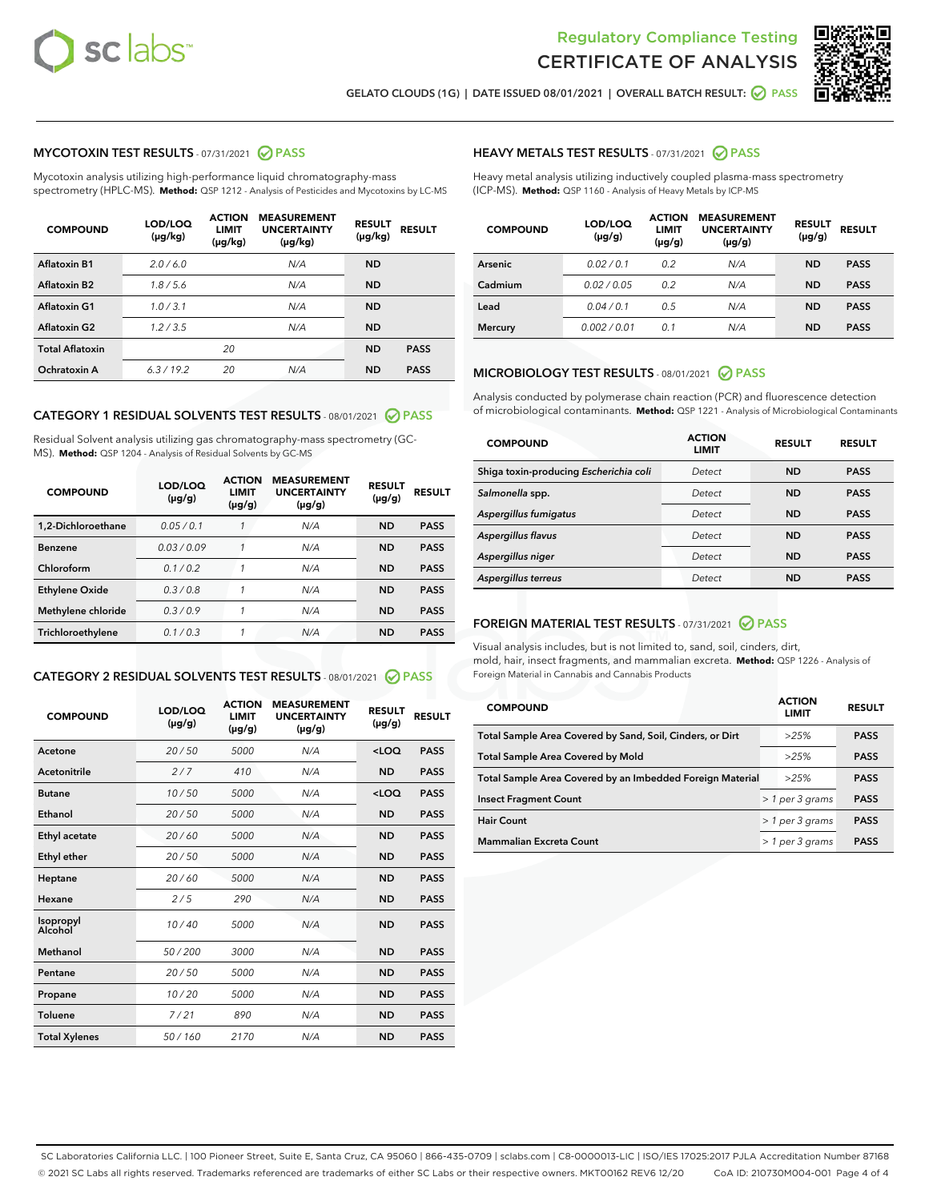Regulatory Compliance Testing

# CERTIFICATE OF ANALYSIS

GELATO CLOUDS (1G) | DATE ISSUED 08/01/2021 | OVERALL BATCH RESULT: PASS

## MYCOTOXIN TEST RESULTS - 07/31/2021 PASS

Mycotoxin analysis utilizing high-performance liquid chromatography-mass spectrometry (HPLC-MS). **Method:** QSP 1212 - Analysis of Pesticides and Mycotoxins by LC-MS

| COMPOUND | LOD/LOQ (µg/kg) | ACTION LIMIT (µg/kg) | MEASUREMENT UNCERTAINTY (µg/kg) | RESULT (µg/kg) | RESULT |
|---|---|---|---|---|---|
| Aflatoxin B1 | 2.0 / 6.0 | | N/A | ND | |
| Aflatoxin B2 | 1.8 / 5.6 | | N/A | ND | |
| Aflatoxin G1 | 1.0 / 3.1 | | N/A | ND | |
| Aflatoxin G2 | 1.2 / 3.5 | | N/A | ND | |
| Total Aflatoxin | | 20 | | ND | PASS |
| Ochratoxin A | 6.3 / 19.2 | 20 | N/A | ND | PASS |

## CATEGORY 1 RESIDUAL SOLVENTS TEST RESULTS - 08/01/2021 PASS

Residual Solvent analysis utilizing gas chromatography-mass spectrometry (GC-MS). **Method:** QSP 1204 - Analysis of Residual Solvents by GC-MS

| COMPOUND | LOD/LOQ (µg/g) | ACTION LIMIT (µg/g) | MEASUREMENT UNCERTAINTY (µg/g) | RESULT (µg/g) | RESULT |
|---|---|---|---|---|---|
| 1,2-Dichloroethane | 0.05 / 0.1 | 1 | N/A | ND | PASS |
| Benzene | 0.03 / 0.09 | 1 | N/A | ND | PASS |
| Chloroform | 0.1 / 0.2 | 1 | N/A | ND | PASS |
| Ethylene Oxide | 0.3 / 0.8 | 1 | N/A | ND | PASS |
| Methylene chloride | 0.3 / 0.9 | 1 | N/A | ND | PASS |
| Trichloroethylene | 0.1 / 0.3 | 1 | N/A | ND | PASS |

## CATEGORY 2 RESIDUAL SOLVENTS TEST RESULTS - 08/01/2021 PASS

| COMPOUND | LOD/LOQ (µg/g) | ACTION LIMIT (µg/g) | MEASUREMENT UNCERTAINTY (µg/g) | RESULT (µg/g) | RESULT |
|---|---|---|---|---|---|
| Acetone | 20 / 50 | 5000 | N/A | <LOQ | PASS |
| Acetonitrile | 2 / 7 | 410 | N/A | ND | PASS |
| Butane | 10 / 50 | 5000 | N/A | <LOQ | PASS |
| Ethanol | 20 / 50 | 5000 | N/A | ND | PASS |
| Ethyl acetate | 20 / 60 | 5000 | N/A | ND | PASS |
| Ethyl ether | 20 / 50 | 5000 | N/A | ND | PASS |
| Heptane | 20 / 60 | 5000 | N/A | ND | PASS |
| Hexane | 2 / 5 | 290 | N/A | ND | PASS |
| Isopropyl Alcohol | 10 / 40 | 5000 | N/A | ND | PASS |
| Methanol | 50 / 200 | 3000 | N/A | ND | PASS |
| Pentane | 20 / 50 | 5000 | N/A | ND | PASS |
| Propane | 10 / 20 | 5000 | N/A | ND | PASS |
| Toluene | 7 / 21 | 890 | N/A | ND | PASS |
| Total Xylenes | 50 / 160 | 2170 | N/A | ND | PASS |

## HEAVY METALS TEST RESULTS - 07/31/2021 PASS

Heavy metal analysis utilizing inductively coupled plasma-mass spectrometry (ICP-MS). **Method:** QSP 1160 - Analysis of Heavy Metals by ICP-MS

| COMPOUND | LOD/LOQ (µg/g) | ACTION LIMIT (µg/g) | MEASUREMENT UNCERTAINTY (µg/g) | RESULT (µg/g) | RESULT |
|---|---|---|---|---|---|
| Arsenic | 0.02 / 0.1 | 0.2 | N/A | ND | PASS |
| Cadmium | 0.02 / 0.05 | 0.2 | N/A | ND | PASS |
| Lead | 0.04 / 0.1 | 0.5 | N/A | ND | PASS |
| Mercury | 0.002 / 0.01 | 0.1 | N/A | ND | PASS |

## MICROBIOLOGY TEST RESULTS - 08/01/2021 PASS

Analysis conducted by polymerase chain reaction (PCR) and fluorescence detection of microbiological contaminants. **Method:** QSP 1221 - Analysis of Microbiological Contaminants

| COMPOUND | ACTION LIMIT | RESULT | RESULT |
|---|---|---|---|
| Shiga toxin-producing *Escherichia coli* | Detect | ND | PASS |
| *Salmonella* spp. | Detect | ND | PASS |
| *Aspergillus fumigatus* | Detect | ND | PASS |
| *Aspergillus flavus* | Detect | ND | PASS |
| *Aspergillus niger* | Detect | ND | PASS |
| *Aspergillus terreus* | Detect | ND | PASS |

## FOREIGN MATERIAL TEST RESULTS - 07/31/2021 PASS

Visual analysis includes, but is not limited to, sand, soil, cinders, dirt, mold, hair, insect fragments, and mammalian excreta. **Method:** QSP 1226 - Analysis of Foreign Material in Cannabis and Cannabis Products

| COMPOUND | ACTION LIMIT | RESULT |
|---|---|---|
| Total Sample Area Covered by Sand, Soil, Cinders, or Dirt | >25% | PASS |
| Total Sample Area Covered by Mold | >25% | PASS |
| Total Sample Area Covered by an Imbedded Foreign Material | >25% | PASS |
| Insect Fragment Count | > 1 per 3 grams | PASS |
| Hair Count | > 1 per 3 grams | PASS |
| Mammalian Excreta Count | > 1 per 3 grams | PASS |

SC Laboratories California LLC. | 100 Pioneer Street, Suite E, Santa Cruz, CA 95060 | 866-435-0709 | sclabs.com | C8-0000013-LIC | ISO/IES 17025:2017 PJLA Accreditation Number 87168
© 2021 SC Labs all rights reserved. Trademarks referenced are trademarks of either SC Labs or their respective owners. MKT00162 REV6 12/20 CoA ID: 210730M004-001